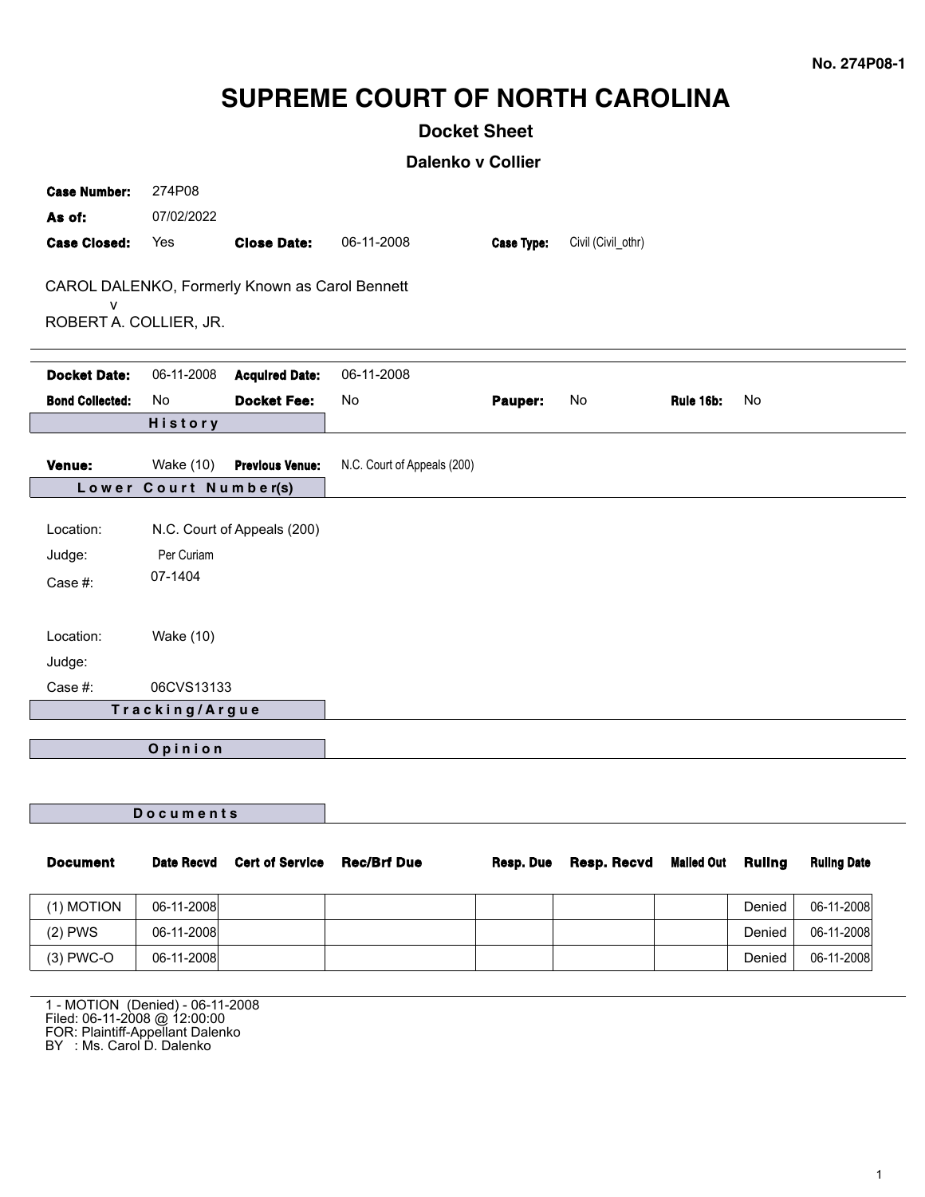No. 274P08-1

# SUPREME COURT OF NORTH CAROLINA

## Docket Sheet

### Dalenko v Collier

**Case Number:** 274P08

**As of:** 07/02/2022

**Case Closed:** Yes **Close Date:** 06-11-2008 **Case Type:** Civil (Civil_othr)

CAROL DALENKO, Formerly Known as Carol Bennett
v
ROBERT A. COLLIER, JR.

**Docket Date:** 06-11-2008 **Acquired Date:** 06-11-2008

**Bond Collected:** No **Docket Fee:** No **Pauper:** No **Rule 16b:** No

**History**

**Venue:** Wake (10) **Previous Venue:** N.C. Court of Appeals (200)

**Lower Court Number(s)**

Location: N.C. Court of Appeals (200)
Judge: Per Curiam
Case #: 07-1404

Location: Wake (10)
Judge:
Case #: 06CVS13133

**Tracking/Argue**

**Opinion**

**Documents**

| Document | Date Recvd | Cert of Service | Rec/Brf Due | Resp. Due | Resp. Recvd | Mailed Out | Ruling | Ruling Date |
|---|---|---|---|---|---|---|---|---|
| (1) MOTION | 06-11-2008 | | | | | | Denied | 06-11-2008 |
| (2) PWS | 06-11-2008 | | | | | | Denied | 06-11-2008 |
| (3) PWC-O | 06-11-2008 | | | | | | Denied | 06-11-2008 |

1 - MOTION (Denied) - 06-11-2008
Filed: 06-11-2008 @ 12:00:00
FOR: Plaintiff-Appellant Dalenko
BY : Ms. Carol D. Dalenko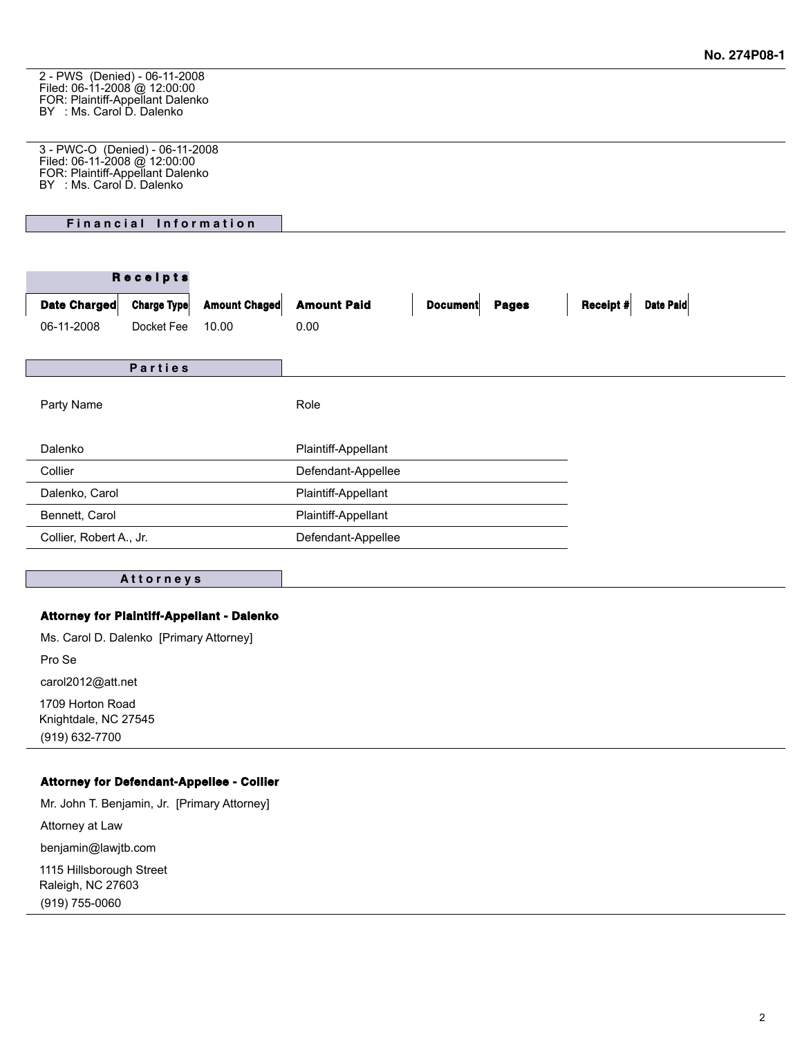2 - PWS (Denied) - 06-11-2008
Filed: 06-11-2008 @ 12:00:00
FOR: Plaintiff-Appellant Dalenko
BY : Ms. Carol D. Dalenko

3 - PWC-O (Denied) - 06-11-2008
Filed: 06-11-2008 @ 12:00:00
FOR: Plaintiff-Appellant Dalenko
BY : Ms. Carol D. Dalenko

## Financial Information

### Receipts

| Date Charged | Charge Type | Amount Chaged | Amount Paid | Document | Pages | Receipt # | Date Paid |
|---|---|---|---|---|---|---|---|
| 06-11-2008 | Docket Fee | 10.00 | 0.00 | | | | |

## Parties

| Party Name | Role |
|---|---|
| Dalenko | Plaintiff-Appellant |
| Collier | Defendant-Appellee |
| Dalenko, Carol | Plaintiff-Appellant |
| Bennett, Carol | Plaintiff-Appellant |
| Collier, Robert A., Jr. | Defendant-Appellee |

## Attorneys

**Attorney for Plaintiff-Appellant - Dalenko**

Ms. Carol D. Dalenko [Primary Attorney]

Pro Se

carol2012@att.net

1709 Horton Road
Knightdale, NC 27545

(919) 632-7700

**Attorney for Defendant-Appellee - Collier**

Mr. John T. Benjamin, Jr. [Primary Attorney]

Attorney at Law

benjamin@lawjtb.com

1115 Hillsborough Street
Raleigh, NC 27603

(919) 755-0060